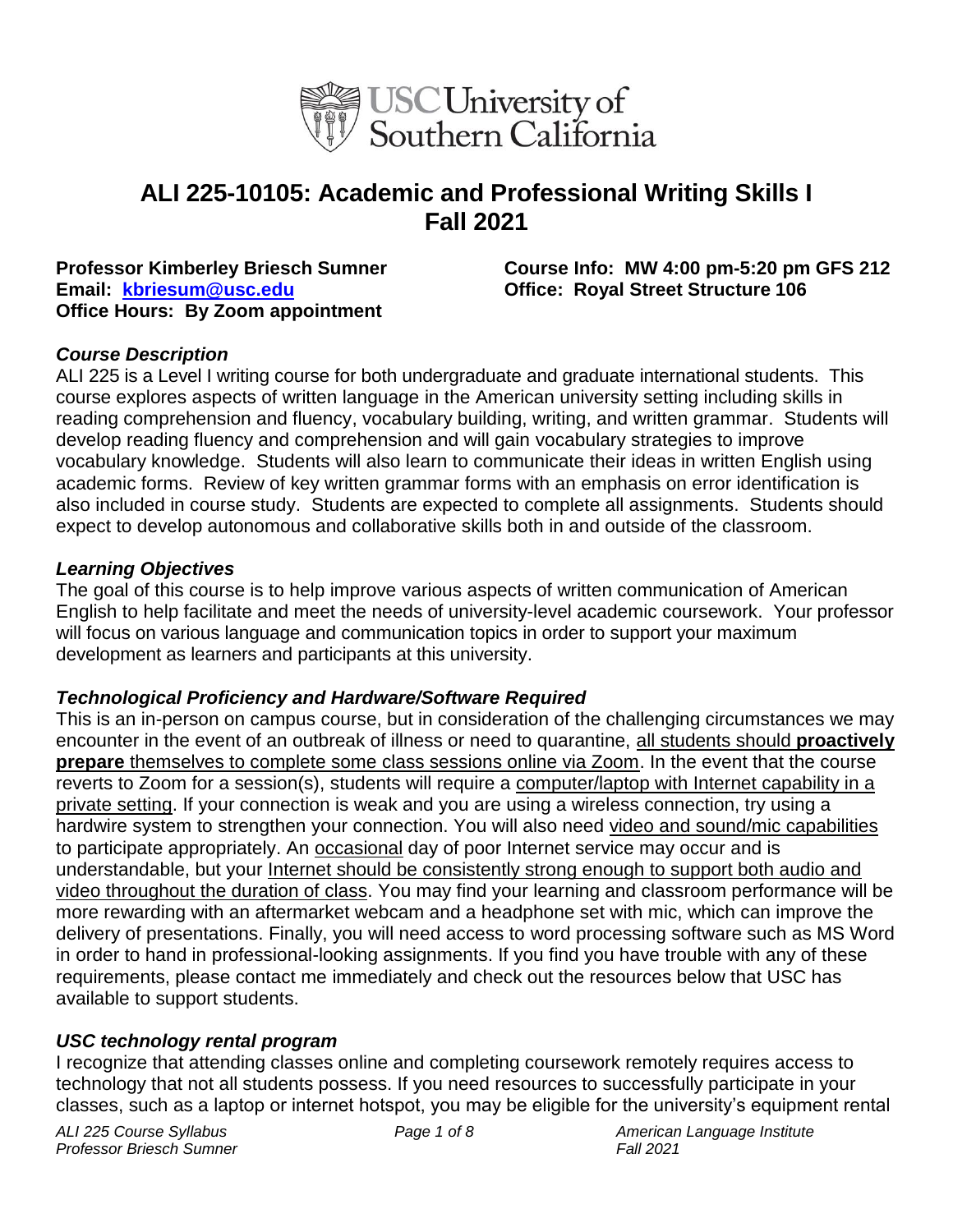# ALI 225-10105: Academic and Professional Writing Skills I
# Fall 2021

**Professor Kimberley Briesch Sumner**
**Email: [kbriesum@usc.edu](mailto:kbriesum@usc.edu)**
**Office Hours: By Zoom appointment**

**Course Info: MW 4:00 pm-5:20 pm GFS 212**
**Office: Royal Street Structure 106**

### *Course Description*

ALI 225 is a Level I writing course for both undergraduate and graduate international students. This course explores aspects of written language in the American university setting including skills in reading comprehension and fluency, vocabulary building, writing, and written grammar. Students will develop reading fluency and comprehension and will gain vocabulary strategies to improve vocabulary knowledge. Students will also learn to communicate their ideas in written English using academic forms. Review of key written grammar forms with an emphasis on error identification is also included in course study. Students are expected to complete all assignments. Students should expect to develop autonomous and collaborative skills both in and outside of the classroom.

### *Learning Objectives*

The goal of this course is to help improve various aspects of written communication of American English to help facilitate and meet the needs of university-level academic coursework. Your professor will focus on various language and communication topics in order to support your maximum development as learners and participants at this university.

### *Technological Proficiency and Hardware/Software Required*

This is an in-person on campus course, but in consideration of the challenging circumstances we may encounter in the event of an outbreak of illness or need to quarantine, all students should **proactively prepare** themselves to complete some class sessions online via Zoom. In the event that the course reverts to Zoom for a session(s), students will require a computer/laptop with Internet capability in a private setting. If your connection is weak and you are using a wireless connection, try using a hardwire system to strengthen your connection. You will also need video and sound/mic capabilities to participate appropriately. An occasional day of poor Internet service may occur and is understandable, but your Internet should be consistently strong enough to support both audio and video throughout the duration of class. You may find your learning and classroom performance will be more rewarding with an aftermarket webcam and a headphone set with mic, which can improve the delivery of presentations. Finally, you will need access to word processing software such as MS Word in order to hand in professional-looking assignments. If you find you have trouble with any of these requirements, please contact me immediately and check out the resources below that USC has available to support students.

### *USC technology rental program*

I recognize that attending classes online and completing coursework remotely requires access to technology that not all students possess. If you need resources to successfully participate in your classes, such as a laptop or internet hotspot, you may be eligible for the university's equipment rental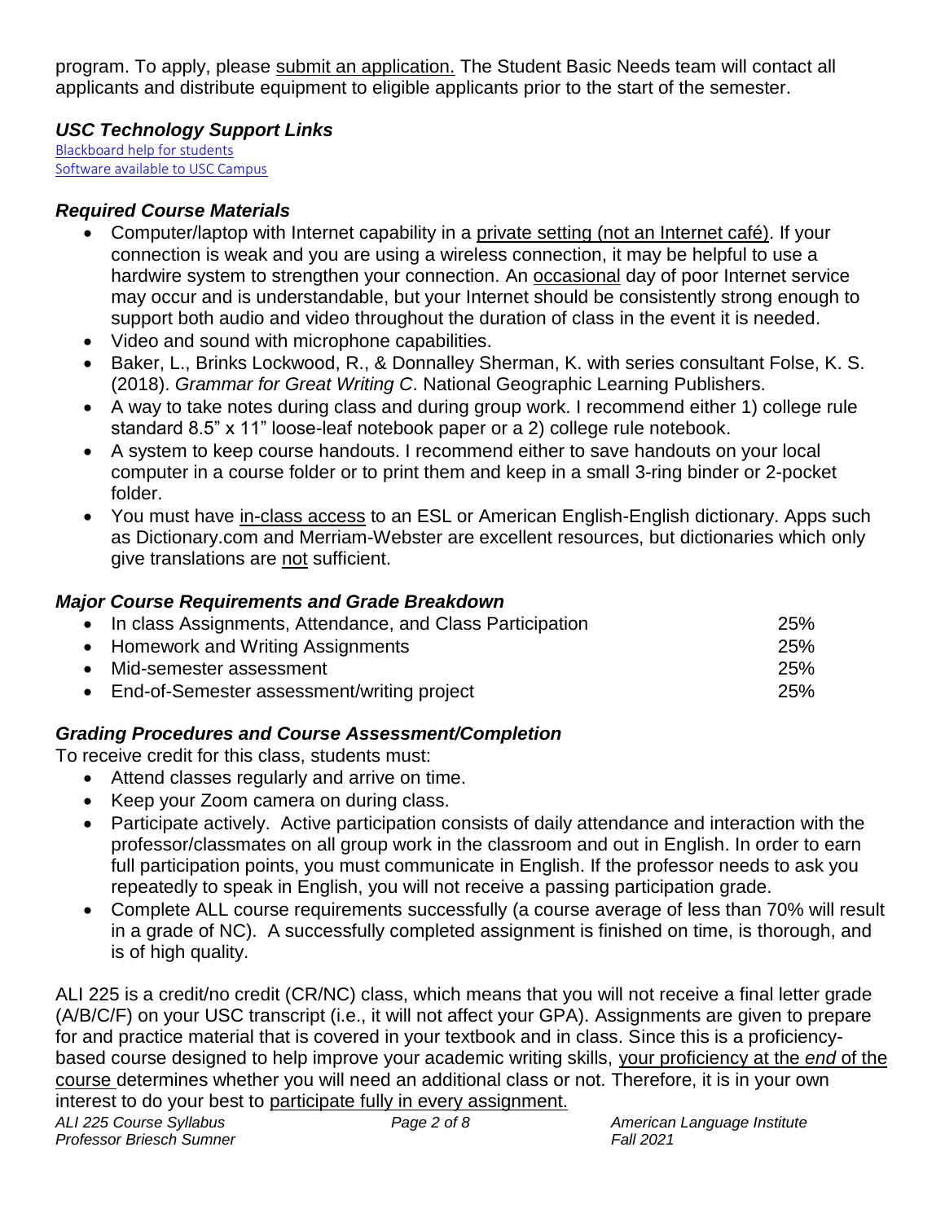program. To apply, please submit an application. The Student Basic Needs team will contact all applicants and distribute equipment to eligible applicants prior to the start of the semester.

### *USC Technology Support Links*

Blackboard help for students
Software available to USC Campus

### *Required Course Materials*

- Computer/laptop with Internet capability in a private setting (not an Internet café). If your connection is weak and you are using a wireless connection, it may be helpful to use a hardwire system to strengthen your connection. An occasional day of poor Internet service may occur and is understandable, but your Internet should be consistently strong enough to support both audio and video throughout the duration of class in the event it is needed.
- Video and sound with microphone capabilities.
- Baker, L., Brinks Lockwood, R., & Donnalley Sherman, K. with series consultant Folse, K. S. (2018). *Grammar for Great Writing C*. National Geographic Learning Publishers.
- A way to take notes during class and during group work. I recommend either 1) college rule standard 8.5" x 11" loose-leaf notebook paper or a 2) college rule notebook.
- A system to keep course handouts. I recommend either to save handouts on your local computer in a course folder or to print them and keep in a small 3-ring binder or 2-pocket folder.
- You must have in-class access to an ESL or American English-English dictionary. Apps such as Dictionary.com and Merriam-Webster are excellent resources, but dictionaries which only give translations are not sufficient.

### *Major Course Requirements and Grade Breakdown*

| Requirement | Percentage |
|---|---|
| In class Assignments, Attendance, and Class Participation | 25% |
| Homework and Writing Assignments | 25% |
| Mid-semester assessment | 25% |
| End-of-Semester assessment/writing project | 25% |

### *Grading Procedures and Course Assessment/Completion*

To receive credit for this class, students must:

- Attend classes regularly and arrive on time.
- Keep your Zoom camera on during class.
- Participate actively. Active participation consists of daily attendance and interaction with the professor/classmates on all group work in the classroom and out in English. In order to earn full participation points, you must communicate in English. If the professor needs to ask you repeatedly to speak in English, you will not receive a passing participation grade.
- Complete ALL course requirements successfully (a course average of less than 70% will result in a grade of NC). A successfully completed assignment is finished on time, is thorough, and is of high quality.

ALI 225 is a credit/no credit (CR/NC) class, which means that you will not receive a final letter grade (A/B/C/F) on your USC transcript (i.e., it will not affect your GPA). Assignments are given to prepare for and practice material that is covered in your textbook and in class. Since this is a proficiency-based course designed to help improve your academic writing skills, your proficiency at the *end* of the course determines whether you will need an additional class or not. Therefore, it is in your own interest to do your best to participate fully in every assignment.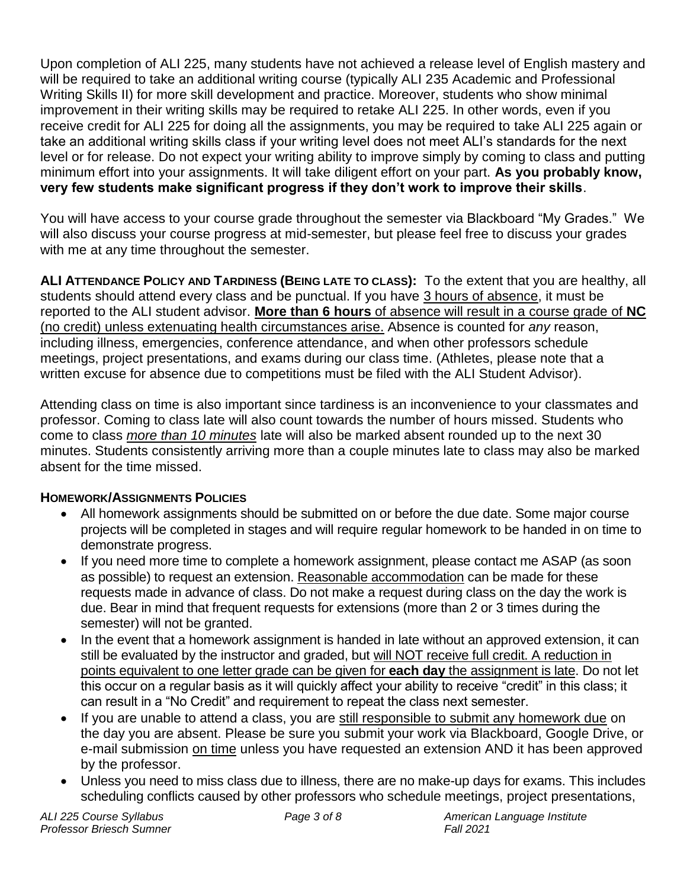Upon completion of ALI 225, many students have not achieved a release level of English mastery and will be required to take an additional writing course (typically ALI 235 Academic and Professional Writing Skills II) for more skill development and practice. Moreover, students who show minimal improvement in their writing skills may be required to retake ALI 225. In other words, even if you receive credit for ALI 225 for doing all the assignments, you may be required to take ALI 225 again or take an additional writing skills class if your writing level does not meet ALI's standards for the next level or for release. Do not expect your writing ability to improve simply by coming to class and putting minimum effort into your assignments. It will take diligent effort on your part. **As you probably know, very few students make significant progress if they don't work to improve their skills**.

You will have access to your course grade throughout the semester via Blackboard "My Grades." We will also discuss your course progress at mid-semester, but please feel free to discuss your grades with me at any time throughout the semester.

**ALI ATTENDANCE POLICY AND TARDINESS (BEING LATE TO CLASS):** To the extent that you are healthy, all students should attend every class and be punctual. If you have <u>3 hours of absence</u>, it must be reported to the ALI student advisor. <u>**More than 6 hours** of absence will result in a course grade of **NC** (no credit) unless extenuating health circumstances arise.</u> Absence is counted for *any* reason, including illness, emergencies, conference attendance, and when other professors schedule meetings, project presentations, and exams during our class time. (Athletes, please note that a written excuse for absence due to competitions must be filed with the ALI Student Advisor).

Attending class on time is also important since tardiness is an inconvenience to your classmates and professor. Coming to class late will also count towards the number of hours missed. Students who come to class <u>*more than 10 minutes*</u> late will also be marked absent rounded up to the next 30 minutes. Students consistently arriving more than a couple minutes late to class may also be marked absent for the time missed.

**HOMEWORK/ASSIGNMENTS POLICIES**

- All homework assignments should be submitted on or before the due date. Some major course projects will be completed in stages and will require regular homework to be handed in on time to demonstrate progress.
- If you need more time to complete a homework assignment, please contact me ASAP (as soon as possible) to request an extension. <u>Reasonable accommodation</u> can be made for these requests made in advance of class. Do not make a request during class on the day the work is due. Bear in mind that frequent requests for extensions (more than 2 or 3 times during the semester) will not be granted.
- In the event that a homework assignment is handed in late without an approved extension, it can still be evaluated by the instructor and graded, but <u>will NOT receive full credit. A reduction in points equivalent to one letter grade can be given for **each day** the assignment is late</u>. Do not let this occur on a regular basis as it will quickly affect your ability to receive "credit" in this class; it can result in a "No Credit" and requirement to repeat the class next semester.
- If you are unable to attend a class, you are <u>still responsible to submit any homework due</u> on the day you are absent. Please be sure you submit your work via Blackboard, Google Drive, or e-mail submission <u>on time</u> unless you have requested an extension AND it has been approved by the professor.
- Unless you need to miss class due to illness, there are no make-up days for exams. This includes scheduling conflicts caused by other professors who schedule meetings, project presentations,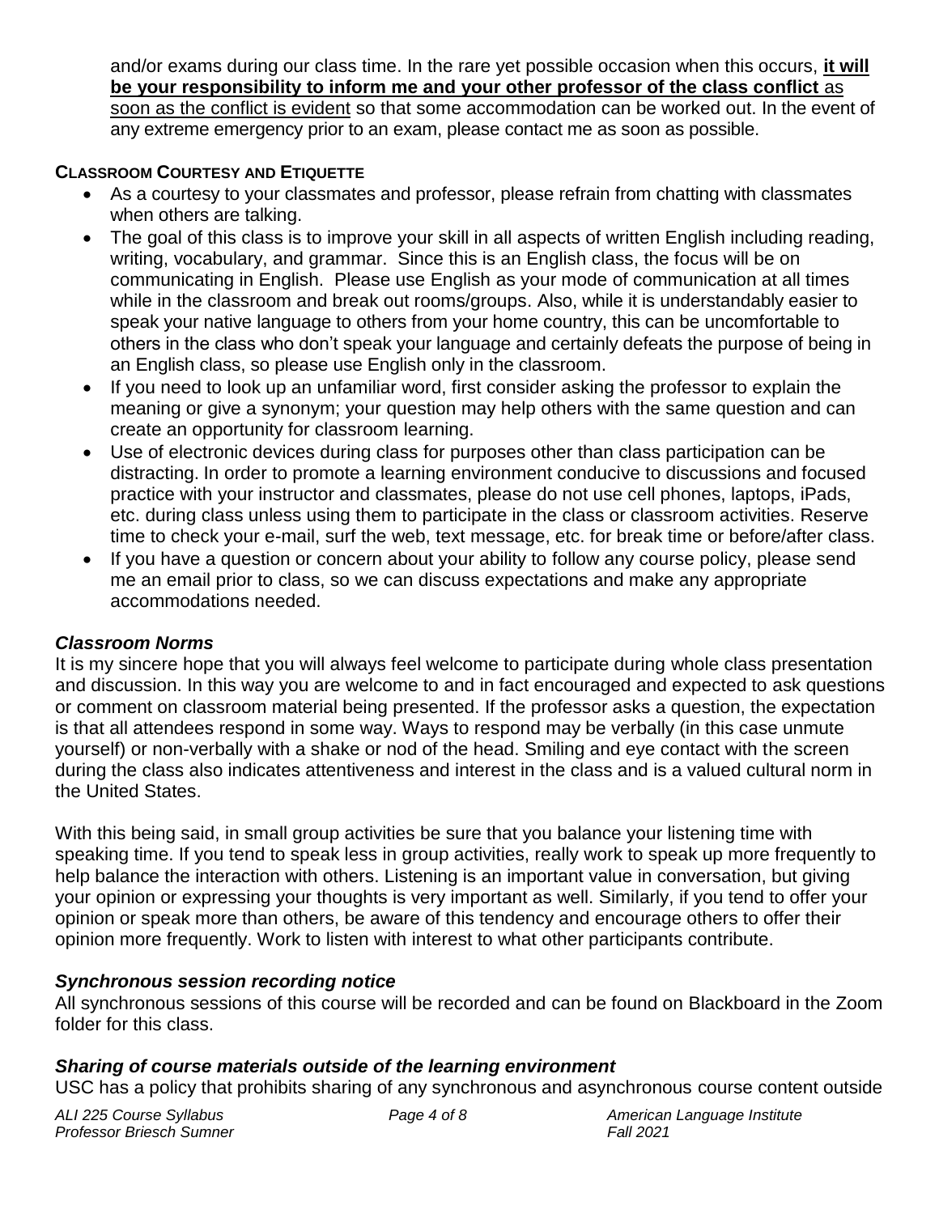and/or exams during our class time. In the rare yet possible occasion when this occurs, **it will be your responsibility to inform me and your other professor of the class conflict** as soon as the conflict is evident so that some accommodation can be worked out. In the event of any extreme emergency prior to an exam, please contact me as soon as possible.

### CLASSROOM COURTESY AND ETIQUETTE

- As a courtesy to your classmates and professor, please refrain from chatting with classmates when others are talking.
- The goal of this class is to improve your skill in all aspects of written English including reading, writing, vocabulary, and grammar. Since this is an English class, the focus will be on communicating in English. Please use English as your mode of communication at all times while in the classroom and break out rooms/groups. Also, while it is understandably easier to speak your native language to others from your home country, this can be uncomfortable to others in the class who don't speak your language and certainly defeats the purpose of being in an English class, so please use English only in the classroom.
- If you need to look up an unfamiliar word, first consider asking the professor to explain the meaning or give a synonym; your question may help others with the same question and can create an opportunity for classroom learning.
- Use of electronic devices during class for purposes other than class participation can be distracting. In order to promote a learning environment conducive to discussions and focused practice with your instructor and classmates, please do not use cell phones, laptops, iPads, etc. during class unless using them to participate in the class or classroom activities. Reserve time to check your e-mail, surf the web, text message, etc. for break time or before/after class.
- If you have a question or concern about your ability to follow any course policy, please send me an email prior to class, so we can discuss expectations and make any appropriate accommodations needed.

### *Classroom Norms*

It is my sincere hope that you will always feel welcome to participate during whole class presentation and discussion. In this way you are welcome to and in fact encouraged and expected to ask questions or comment on classroom material being presented. If the professor asks a question, the expectation is that all attendees respond in some way. Ways to respond may be verbally (in this case unmute yourself) or non-verbally with a shake or nod of the head. Smiling and eye contact with the screen during the class also indicates attentiveness and interest in the class and is a valued cultural norm in the United States.

With this being said, in small group activities be sure that you balance your listening time with speaking time. If you tend to speak less in group activities, really work to speak up more frequently to help balance the interaction with others. Listening is an important value in conversation, but giving your opinion or expressing your thoughts is very important as well. Similarly, if you tend to offer your opinion or speak more than others, be aware of this tendency and encourage others to offer their opinion more frequently. Work to listen with interest to what other participants contribute.

### *Synchronous session recording notice*

All synchronous sessions of this course will be recorded and can be found on Blackboard in the Zoom folder for this class.

### *Sharing of course materials outside of the learning environment*

USC has a policy that prohibits sharing of any synchronous and asynchronous course content outside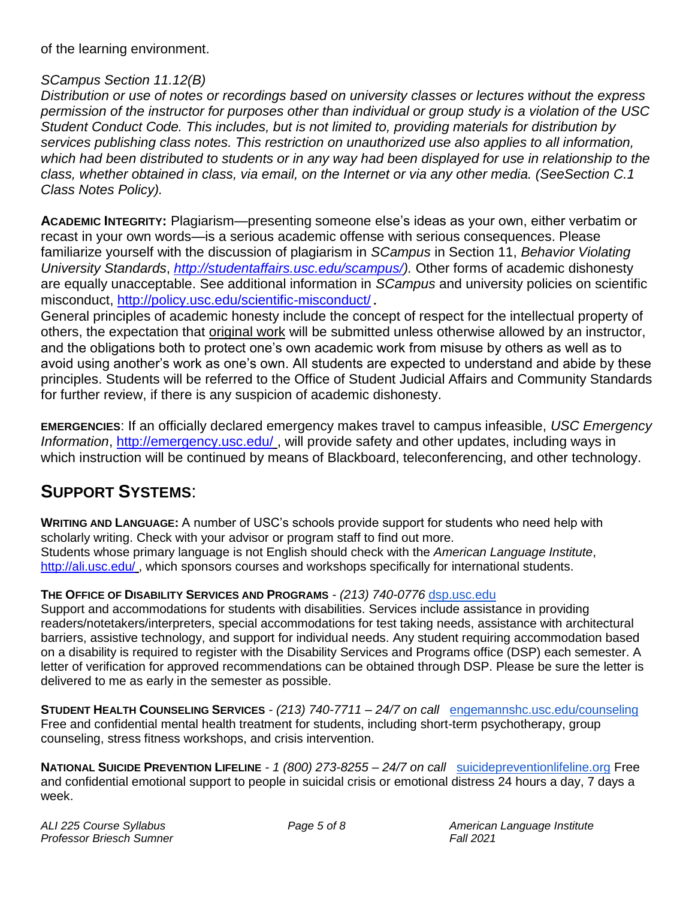of the learning environment.

*SCampus Section 11.12(B)*
*Distribution or use of notes or recordings based on university classes or lectures without the express permission of the instructor for purposes other than individual or group study is a violation of the USC Student Conduct Code. This includes, but is not limited to, providing materials for distribution by services publishing class notes. This restriction on unauthorized use also applies to all information, which had been distributed to students or in any way had been displayed for use in relationship to the class, whether obtained in class, via email, on the Internet or via any other media. (SeeSection C.1 Class Notes Policy).*

**ACADEMIC INTEGRITY:** Plagiarism—presenting someone else's ideas as your own, either verbatim or recast in your own words—is a serious academic offense with serious consequences. Please familiarize yourself with the discussion of plagiarism in *SCampus* in Section 11, *Behavior Violating University Standards*, *http://studentaffairs.usc.edu/scampus/).* Other forms of academic dishonesty are equally unacceptable. See additional information in *SCampus* and university policies on scientific misconduct, http://policy.usc.edu/scientific-misconduct/ .
General principles of academic honesty include the concept of respect for the intellectual property of others, the expectation that original work will be submitted unless otherwise allowed by an instructor, and the obligations both to protect one's own academic work from misuse by others as well as to avoid using another's work as one's own. All students are expected to understand and abide by these principles. Students will be referred to the Office of Student Judicial Affairs and Community Standards for further review, if there is any suspicion of academic dishonesty.

**EMERGENCIES**: If an officially declared emergency makes travel to campus infeasible, *USC Emergency Information*, http://emergency.usc.edu/ , will provide safety and other updates, including ways in which instruction will be continued by means of Blackboard, teleconferencing, and other technology.

## SUPPORT SYSTEMS:

**WRITING AND LANGUAGE:** A number of USC's schools provide support for students who need help with scholarly writing. Check with your advisor or program staff to find out more.
Students whose primary language is not English should check with the *American Language Institute*, http://ali.usc.edu/ , which sponsors courses and workshops specifically for international students.

**THE OFFICE OF DISABILITY SERVICES AND PROGRAMS** - *(213) 740-0776* dsp.usc.edu
Support and accommodations for students with disabilities. Services include assistance in providing readers/notetakers/interpreters, special accommodations for test taking needs, assistance with architectural barriers, assistive technology, and support for individual needs. Any student requiring accommodation based on a disability is required to register with the Disability Services and Programs office (DSP) each semester. A letter of verification for approved recommendations can be obtained through DSP. Please be sure the letter is delivered to me as early in the semester as possible.

**STUDENT HEALTH COUNSELING SERVICES** - *(213) 740-7711 – 24/7 on call* engemannshc.usc.edu/counseling
Free and confidential mental health treatment for students, including short-term psychotherapy, group counseling, stress fitness workshops, and crisis intervention.

**NATIONAL SUICIDE PREVENTION LIFELINE** - *1 (800) 273-8255 – 24/7 on call* suicidepreventionlifeline.org Free and confidential emotional support to people in suicidal crisis or emotional distress 24 hours a day, 7 days a week.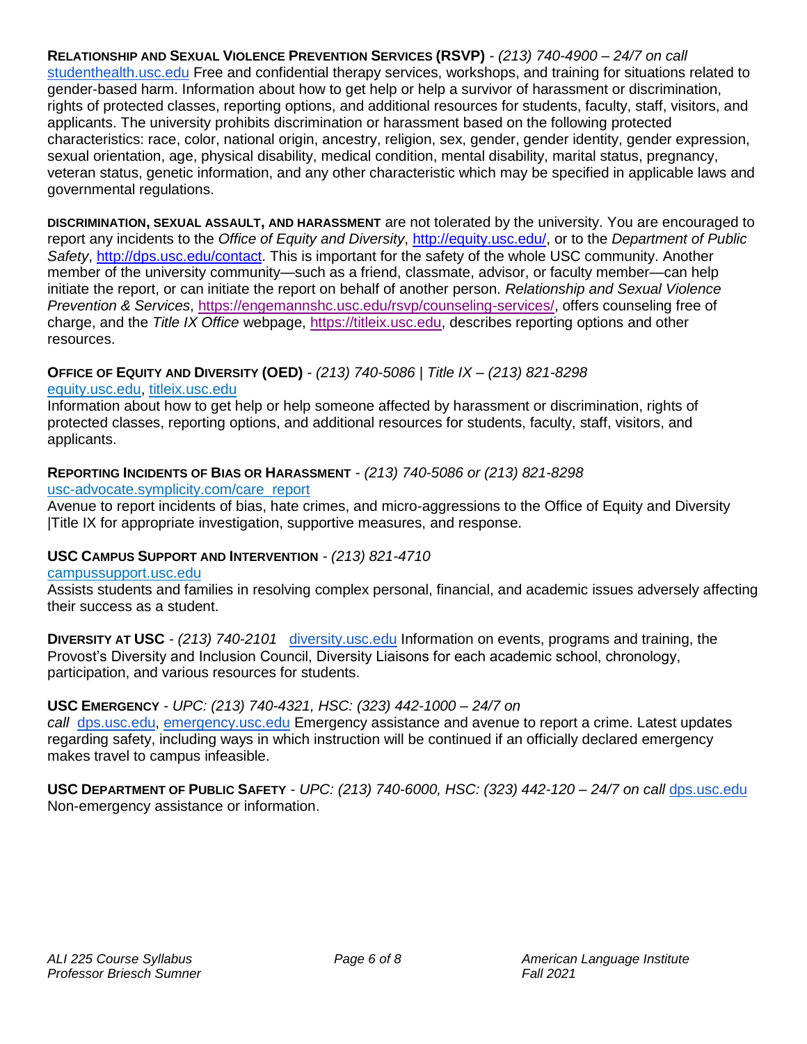**Relationship and Sexual Violence Prevention Services (RSVP)** - *(213) 740-4900 – 24/7 on call*
studenthealth.usc.edu Free and confidential therapy services, workshops, and training for situations related to gender-based harm. Information about how to get help or help a survivor of harassment or discrimination, rights of protected classes, reporting options, and additional resources for students, faculty, staff, visitors, and applicants. The university prohibits discrimination or harassment based on the following protected characteristics: race, color, national origin, ancestry, religion, sex, gender, gender identity, gender expression, sexual orientation, age, physical disability, medical condition, mental disability, marital status, pregnancy, veteran status, genetic information, and any other characteristic which may be specified in applicable laws and governmental regulations.

**Discrimination, sexual assault, and harassment** are not tolerated by the university. You are encouraged to report any incidents to the *Office of Equity and Diversity*, http://equity.usc.edu/, or to the *Department of Public Safety*, http://dps.usc.edu/contact. This is important for the safety of the whole USC community. Another member of the university community—such as a friend, classmate, advisor, or faculty member—can help initiate the report, or can initiate the report on behalf of another person. *Relationship and Sexual Violence Prevention & Services*, https://engemannshc.usc.edu/rsvp/counseling-services/, offers counseling free of charge, and the *Title IX Office* webpage, https://titleix.usc.edu, describes reporting options and other resources.

**Office of Equity and Diversity (OED)** - *(213) 740-5086 | Title IX – (213) 821-8298*
equity.usc.edu, titleix.usc.edu
Information about how to get help or help someone affected by harassment or discrimination, rights of protected classes, reporting options, and additional resources for students, faculty, staff, visitors, and applicants.

**Reporting Incidents of Bias or Harassment** - *(213) 740-5086 or (213) 821-8298*
usc-advocate.symplicity.com/care_report
Avenue to report incidents of bias, hate crimes, and micro-aggressions to the Office of Equity and Diversity |Title IX for appropriate investigation, supportive measures, and response.

**USC Campus Support and Intervention** - *(213) 821-4710*
campussupport.usc.edu
Assists students and families in resolving complex personal, financial, and academic issues adversely affecting their success as a student.

**Diversity at USC** - *(213) 740-2101* diversity.usc.edu Information on events, programs and training, the Provost's Diversity and Inclusion Council, Diversity Liaisons for each academic school, chronology, participation, and various resources for students.

**USC Emergency** - *UPC: (213) 740-4321, HSC: (323) 442-1000 – 24/7 on call* dps.usc.edu, emergency.usc.edu Emergency assistance and avenue to report a crime. Latest updates regarding safety, including ways in which instruction will be continued if an officially declared emergency makes travel to campus infeasible.

**USC Department of Public Safety** - *UPC: (213) 740-6000, HSC: (323) 442-120 – 24/7 on call* dps.usc.edu
Non-emergency assistance or information.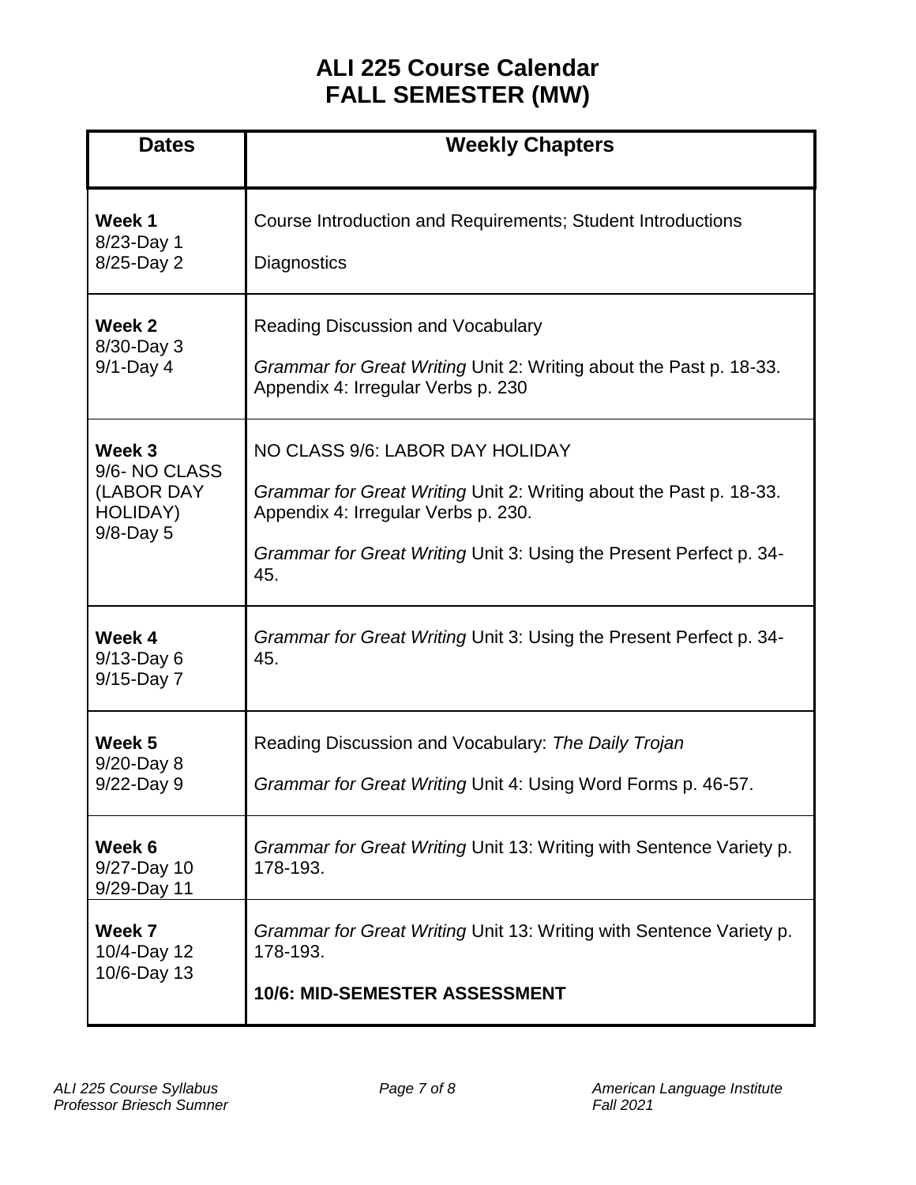# ALI 225 Course Calendar
# FALL SEMESTER (MW)

| Dates | Weekly Chapters |
|---|---|
| **Week 1**<br>8/23-Day 1<br>8/25-Day 2 | Course Introduction and Requirements; Student Introductions<br><br>Diagnostics |
| **Week 2**<br>8/30-Day 3<br>9/1-Day 4 | Reading Discussion and Vocabulary<br><br>*Grammar for Great Writing* Unit 2: Writing about the Past p. 18-33. Appendix 4: Irregular Verbs p. 230 |
| **Week 3**<br>9/6- NO CLASS (LABOR DAY HOLIDAY)<br>9/8-Day 5 | NO CLASS 9/6: LABOR DAY HOLIDAY<br><br>*Grammar for Great Writing* Unit 2: Writing about the Past p. 18-33. Appendix 4: Irregular Verbs p. 230.<br><br>*Grammar for Great Writing* Unit 3: Using the Present Perfect p. 34-45. |
| **Week 4**<br>9/13-Day 6<br>9/15-Day 7 | *Grammar for Great Writing* Unit 3: Using the Present Perfect p. 34-45. |
| **Week 5**<br>9/20-Day 8<br>9/22-Day 9 | Reading Discussion and Vocabulary: *The Daily Trojan*<br><br>*Grammar for Great Writing* Unit 4: Using Word Forms p. 46-57. |
| **Week 6**<br>9/27-Day 10<br>9/29-Day 11 | *Grammar for Great Writing* Unit 13: Writing with Sentence Variety p. 178-193. |
| **Week 7**<br>10/4-Day 12<br>10/6-Day 13 | *Grammar for Great Writing* Unit 13: Writing with Sentence Variety p. 178-193.<br><br>**10/6: MID-SEMESTER ASSESSMENT** |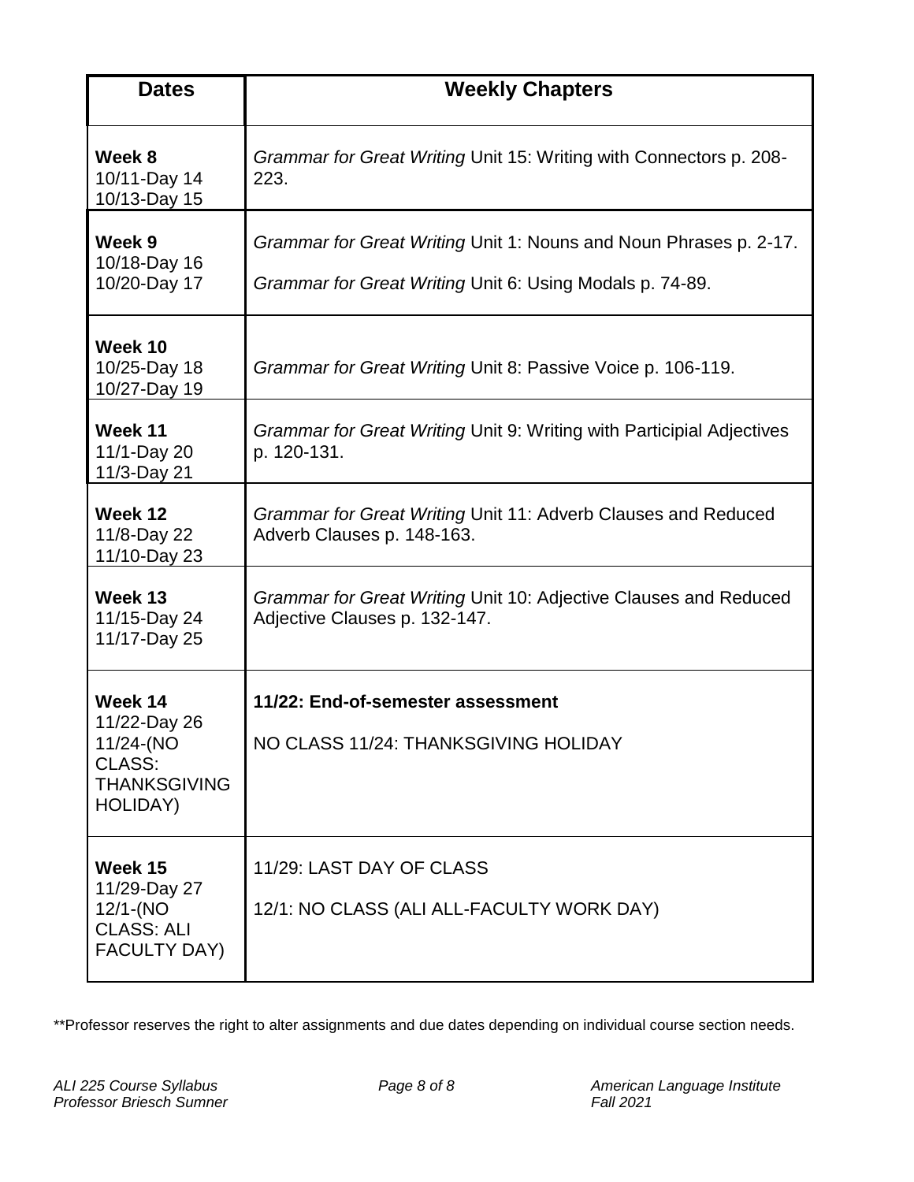| **Dates** | **Weekly Chapters** |
|---|---|
| **Week 8**<br>10/11-Day 14<br>10/13-Day 15 | *Grammar for Great Writing* Unit 15: Writing with Connectors p. 208-223. |
| **Week 9**<br>10/18-Day 16<br>10/20-Day 17 | *Grammar for Great Writing* Unit 1: Nouns and Noun Phrases p. 2-17.<br>*Grammar for Great Writing* Unit 6: Using Modals p. 74-89. |
| **Week 10**<br>10/25-Day 18<br>10/27-Day 19 | *Grammar for Great Writing* Unit 8: Passive Voice p. 106-119. |
| **Week 11**<br>11/1-Day 20<br>11/3-Day 21 | *Grammar for Great Writing* Unit 9: Writing with Participial Adjectives p. 120-131. |
| **Week 12**<br>11/8-Day 22<br>11/10-Day 23 | *Grammar for Great Writing* Unit 11: Adverb Clauses and Reduced Adverb Clauses p. 148-163. |
| **Week 13**<br>11/15-Day 24<br>11/17-Day 25 | *Grammar for Great Writing* Unit 10: Adjective Clauses and Reduced Adjective Clauses p. 132-147. |
| **Week 14**<br>11/22-Day 26<br>11/24-(NO CLASS: THANKSGIVING HOLIDAY) | **11/22: End-of-semester assessment**<br>NO CLASS 11/24: THANKSGIVING HOLIDAY |
| **Week 15**<br>11/29-Day 27<br>12/1-(NO CLASS: ALI FACULTY DAY) | 11/29: LAST DAY OF CLASS<br>12/1: NO CLASS (ALI ALL-FACULTY WORK DAY) |

**Professor reserves the right to alter assignments and due dates depending on individual course section needs.